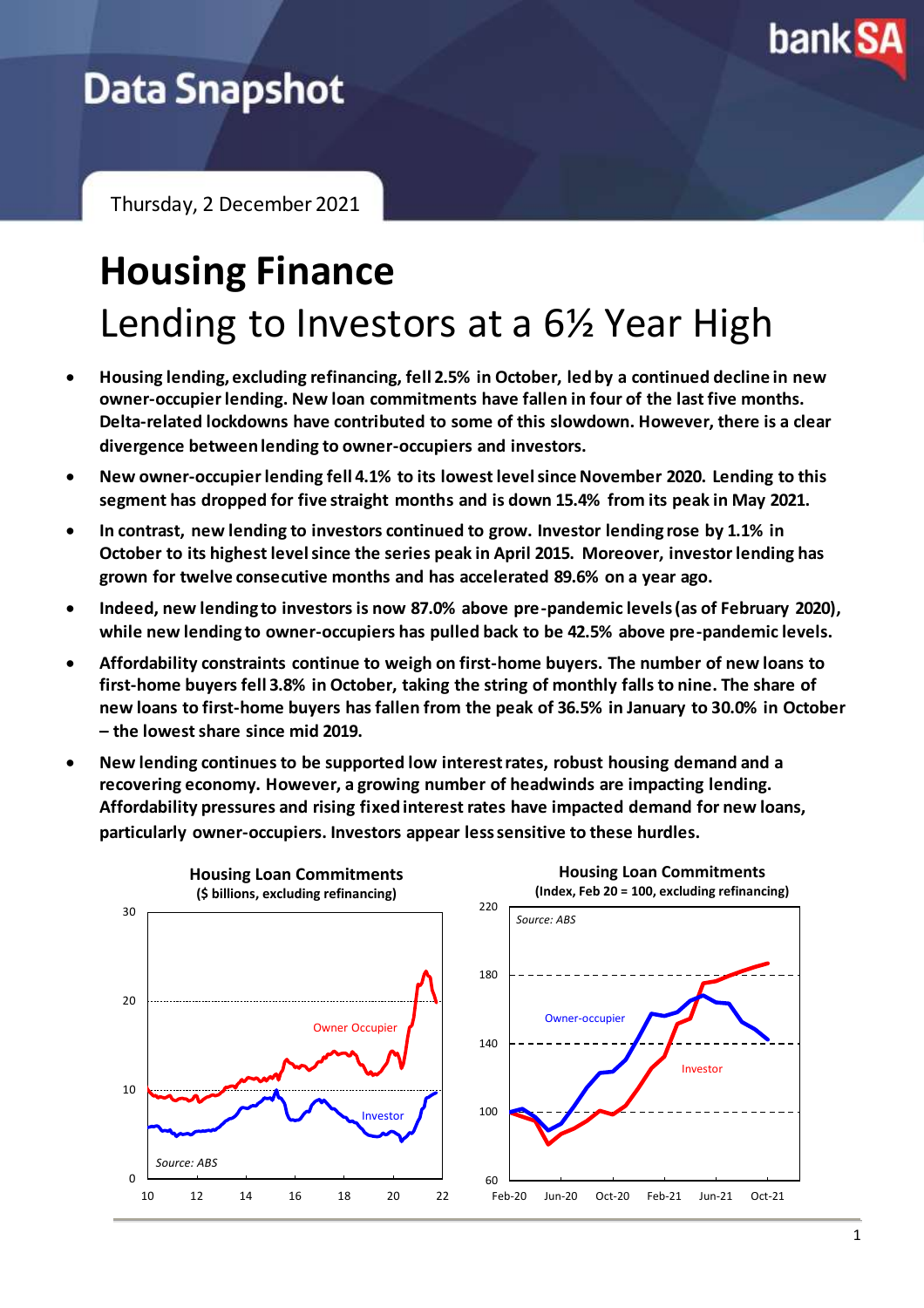# Data Snapshot

Thursday, 2 December 2021

# Housing Finance

## Lending to Investors at a 6½ Year High

- **Housing lending, excluding refinancing, fell 2.5% in October, led by a continued decline in new owner-occupier lending. New loan commitments have fallen in four of the last five months. Delta-related lockdowns have contributed to some of this slowdown. However, there is a clear divergence between lending to owner-occupiers and investors.**
- **New owner-occupier lending fell 4.1% to its lowest level since November 2020. Lending to this segment has dropped for five straight months and is down 15.4% from its peak in May 2021.**
- **In contrast, new lending to investors continued to grow. Investor lending rose by 1.1% in October to its highest level since the series peak in April 2015. Moreover, investor lending has grown for twelve consecutive months and has accelerated 89.6% on a year ago.**
- **Indeed, new lending to investors is now 87.0% above pre-pandemic levels (as of February 2020), while new lending to owner-occupiers has pulled back to be 42.5% above pre-pandemic levels.**
- **Affordability constraints continue to weigh on first-home buyers. The number of new loans to first-home buyers fell 3.8% in October, taking the string of monthly falls to nine. The share of new loans to first-home buyers has fallen from the peak of 36.5% in January to 30.0% in October – the lowest share since mid 2019.**
- **New lending continues to be supported low interest rates, robust housing demand and a recovering economy. However, a growing number of headwinds are impacting lending. Affordability pressures and rising fixed interest rates have impacted demand for new loans, particularly owner-occupiers. Investors appear less sensitive to these hurdles.**

**Housing Loan Commitments**
**($ billions, excluding refinancing)**

Source: ABS

**Housing Loan Commitments**
**(Index, Feb 20 = 100, excluding refinancing)**

Source: ABS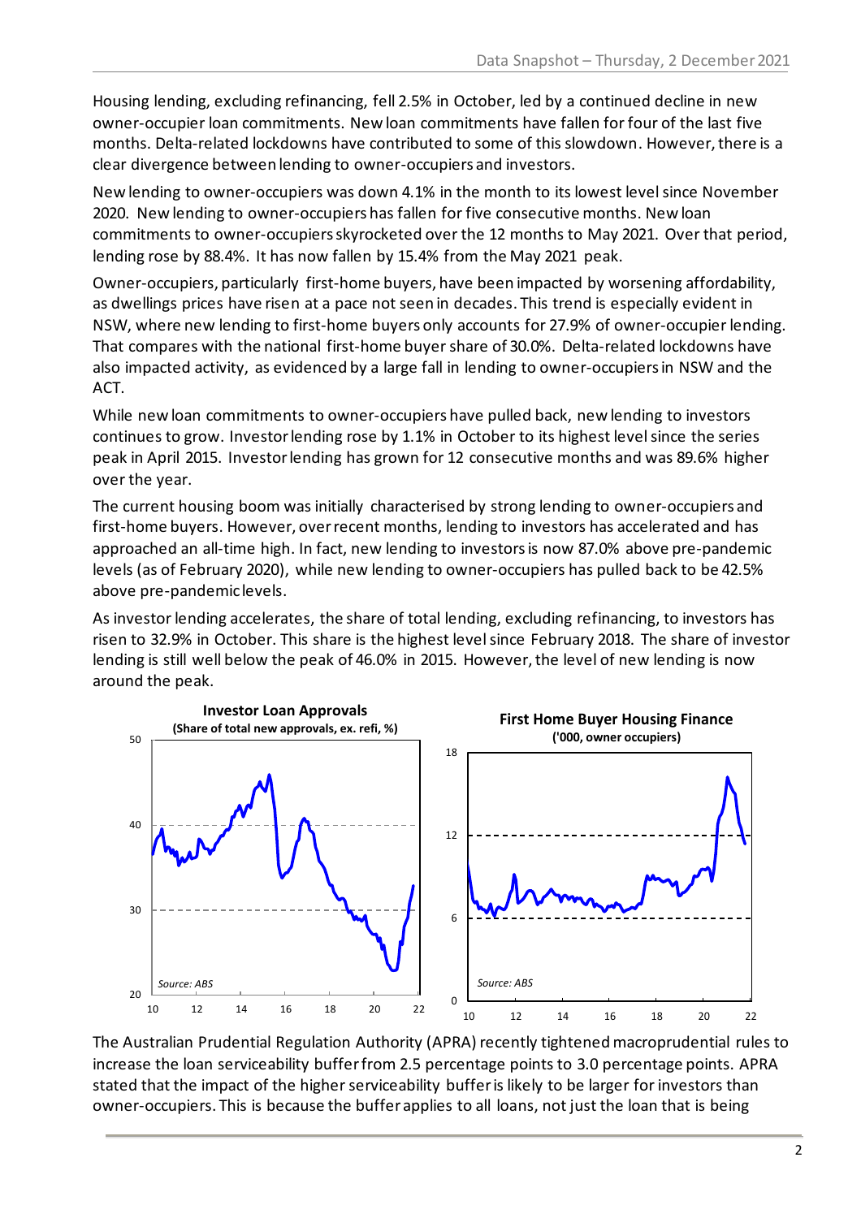Housing lending, excluding refinancing, fell 2.5% in October, led by a continued decline in new owner-occupier loan commitments. New loan commitments have fallen for four of the last five months. Delta-related lockdowns have contributed to some of this slowdown. However, there is a clear divergence between lending to owner-occupiers and investors.

New lending to owner-occupiers was down 4.1% in the month to its lowest level since November 2020. New lending to owner-occupiers has fallen for five consecutive months. New loan commitments to owner-occupiers skyrocketed over the 12 months to May 2021. Over that period, lending rose by 88.4%. It has now fallen by 15.4% from the May 2021 peak.

Owner-occupiers, particularly first-home buyers, have been impacted by worsening affordability, as dwellings prices have risen at a pace not seen in decades. This trend is especially evident in NSW, where new lending to first-home buyers only accounts for 27.9% of owner-occupier lending. That compares with the national first-home buyer share of 30.0%. Delta-related lockdowns have also impacted activity, as evidenced by a large fall in lending to owner-occupiers in NSW and the ACT.

While new loan commitments to owner-occupiers have pulled back, new lending to investors continues to grow. Investor lending rose by 1.1% in October to its highest level since the series peak in April 2015. Investor lending has grown for 12 consecutive months and was 89.6% higher over the year.

The current housing boom was initially characterised by strong lending to owner-occupiers and first-home buyers. However, over recent months, lending to investors has accelerated and has approached an all-time high. In fact, new lending to investors is now 87.0% above pre-pandemic levels (as of February 2020), while new lending to owner-occupiers has pulled back to be 42.5% above pre-pandemic levels.

As investor lending accelerates, the share of total lending, excluding refinancing, to investors has risen to 32.9% in October. This share is the highest level since February 2018. The share of investor lending is still well below the peak of 46.0% in 2015. However, the level of new lending is now around the peak.

**Investor Loan Approvals**
**(Share of total new approvals, ex. refi, %)**

*Source: ABS*

**First Home Buyer Housing Finance**
**('000, owner occupiers)**

*Source: ABS*

The Australian Prudential Regulation Authority (APRA) recently tightened macroprudential rules to increase the loan serviceability buffer from 2.5 percentage points to 3.0 percentage points. APRA stated that the impact of the higher serviceability buffer is likely to be larger for investors than owner-occupiers. This is because the buffer applies to all loans, not just the loan that is being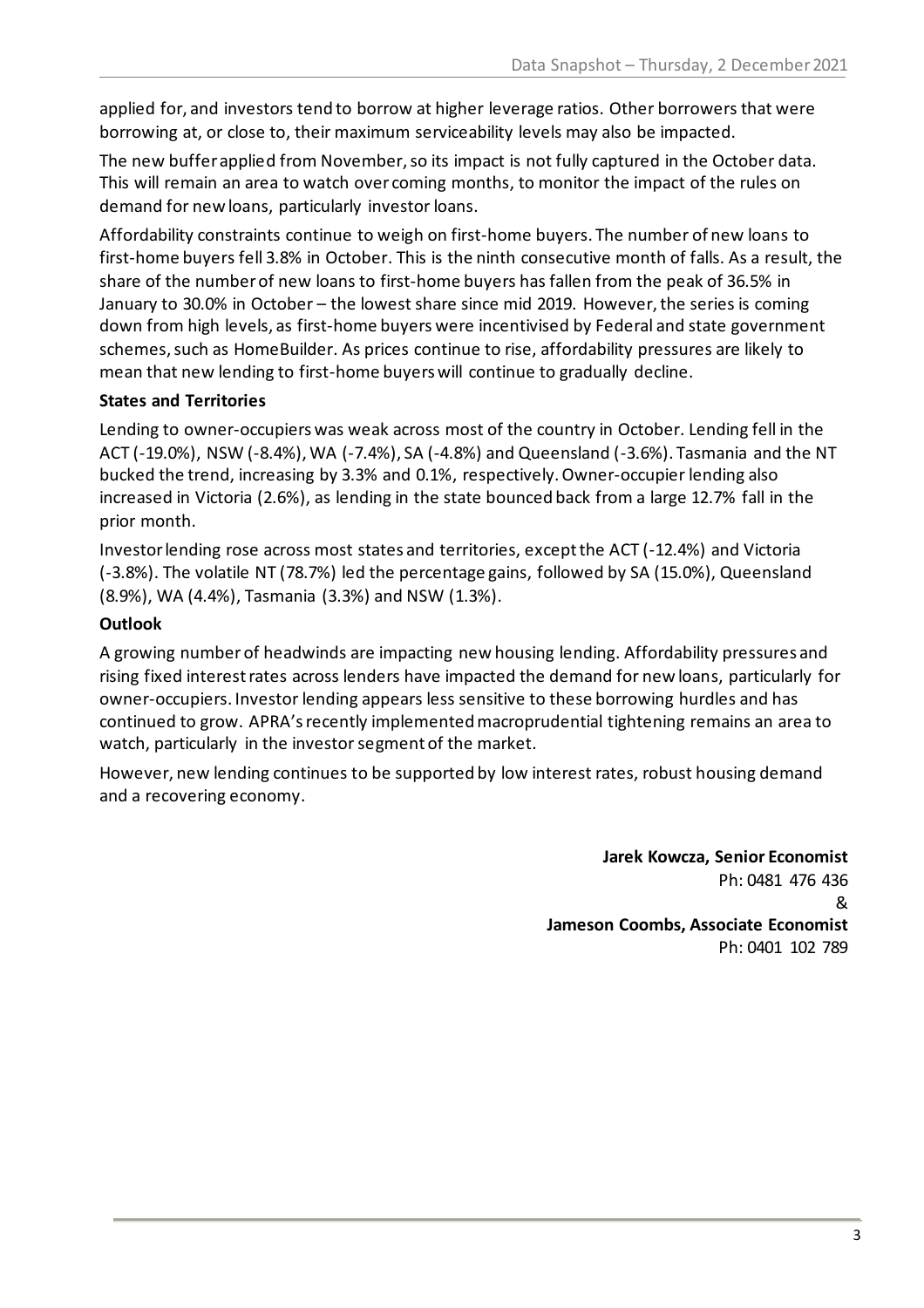applied for, and investors tend to borrow at higher leverage ratios. Other borrowers that were borrowing at, or close to, their maximum serviceability levels may also be impacted.

The new buffer applied from November, so its impact is not fully captured in the October data. This will remain an area to watch over coming months, to monitor the impact of the rules on demand for new loans, particularly investor loans.

Affordability constraints continue to weigh on first-home buyers. The number of new loans to first-home buyers fell 3.8% in October. This is the ninth consecutive month of falls. As a result, the share of the number of new loans to first-home buyers has fallen from the peak of 36.5% in January to 30.0% in October – the lowest share since mid 2019. However, the series is coming down from high levels, as first-home buyers were incentivised by Federal and state government schemes, such as HomeBuilder. As prices continue to rise, affordability pressures are likely to mean that new lending to first-home buyers will continue to gradually decline.

**States and Territories**

Lending to owner-occupiers was weak across most of the country in October. Lending fell in the ACT (-19.0%), NSW (-8.4%), WA (-7.4%), SA (-4.8%) and Queensland (-3.6%). Tasmania and the NT bucked the trend, increasing by 3.3% and 0.1%, respectively. Owner-occupier lending also increased in Victoria (2.6%), as lending in the state bounced back from a large 12.7% fall in the prior month.

Investor lending rose across most states and territories, except the ACT (-12.4%) and Victoria (-3.8%). The volatile NT (78.7%) led the percentage gains, followed by SA (15.0%), Queensland (8.9%), WA (4.4%), Tasmania (3.3%) and NSW (1.3%).

**Outlook**

A growing number of headwinds are impacting new housing lending. Affordability pressures and rising fixed interest rates across lenders have impacted the demand for new loans, particularly for owner-occupiers. Investor lending appears less sensitive to these borrowing hurdles and has continued to grow. APRA's recently implemented macroprudential tightening remains an area to watch, particularly in the investor segment of the market.

However, new lending continues to be supported by low interest rates, robust housing demand and a recovering economy.

**Jarek Kowcza, Senior Economist**
Ph: 0481 476 436

&

**Jameson Coombs, Associate Economist**
Ph: 0401 102 789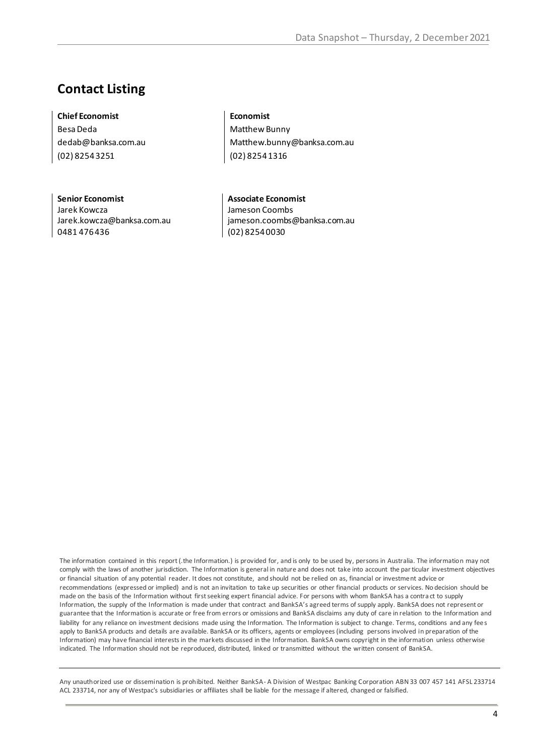## Contact Listing

**Chief Economist**
Besa Deda
dedab@banksa.com.au
(02) 8254 3251

**Economist**
Matthew Bunny
Matthew.bunny@banksa.com.au
(02) 8254 1316

**Senior Economist**
Jarek Kowcza
Jarek.kowcza@banksa.com.au
0481 476 436

**Associate Economist**
Jameson Coombs
jameson.coombs@banksa.com.au
(02) 8254 0030

The information contained in this report (.the Information.) is provided for, and is only to be used by, persons in Australia. The information may not comply with the laws of another jurisdiction. The Information is general in nature and does not take into account the particular investment objectives or financial situation of any potential reader. It does not constitute, and should not be relied on as, financial or investment advice or recommendations (expressed or implied) and is not an invitation to take up securities or other financial products or services. No decision should be made on the basis of the Information without first seeking expert financial advice. For persons with whom BankSA has a contract to supply Information, the supply of the Information is made under that contract and BankSA's agreed terms of supply apply. BankSA does not represent or guarantee that the Information is accurate or free from errors or omissions and BankSA disclaims any duty of care in relation to the Information and liability for any reliance on investment decisions made using the Information. The Information is subject to change. Terms, conditions and any fees apply to BankSA products and details are available. BankSA or its officers, agents or employees (including persons involved in preparation of the Information) may have financial interests in the markets discussed in the Information. BankSA owns copyright in the information unless otherwise indicated. The Information should not be reproduced, distributed, linked or transmitted without the written consent of BankSA.

Any unauthorized use or dissemination is prohibited. Neither BankSA - A Division of Westpac Banking Corporation ABN 33 007 457 141 AFSL 233714 ACL 233714, nor any of Westpac's subsidiaries or affiliates shall be liable for the message if altered, changed or falsified.